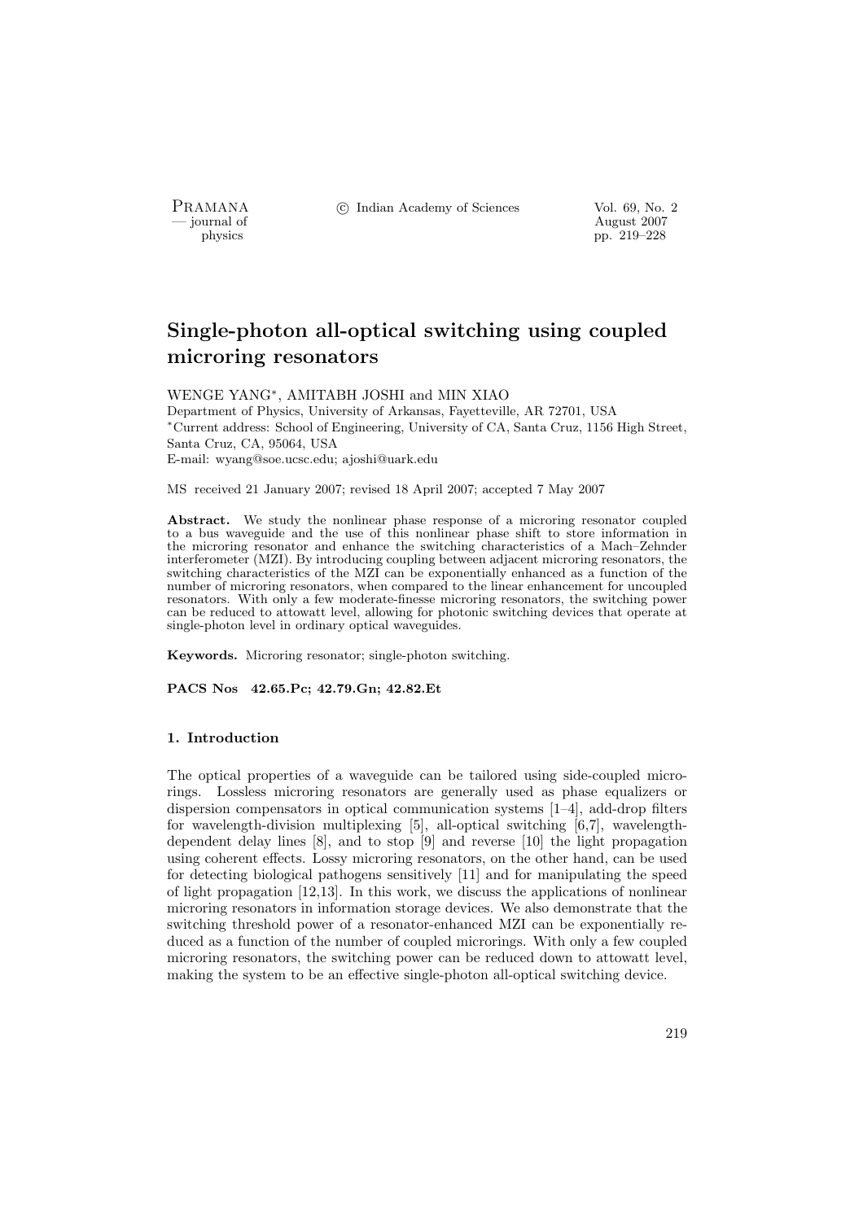# Single-photon all-optical switching using coupled microring resonators

WENGE YANG*, AMITABH JOSHI and MIN XIAO

Department of Physics, University of Arkansas, Fayetteville, AR 72701, USA

*Current address: School of Engineering, University of CA, Santa Cruz, 1156 High Street, Santa Cruz, CA, 95064, USA

E-mail: wyang@soe.ucsc.edu; ajoshi@uark.edu

MS received 21 January 2007; revised 18 April 2007; accepted 7 May 2007

**Abstract.** We study the nonlinear phase response of a microring resonator coupled to a bus waveguide and the use of this nonlinear phase shift to store information in the microring resonator and enhance the switching characteristics of a Mach–Zehnder interferometer (MZI). By introducing coupling between adjacent microring resonators, the switching characteristics of the MZI can be exponentially enhanced as a function of the number of microring resonators, when compared to the linear enhancement for uncoupled resonators. With only a few moderate-finesse microring resonators, the switching power can be reduced to attowatt level, allowing for photonic switching devices that operate at single-photon level in ordinary optical waveguides.

**Keywords.** Microring resonator; single-photon switching.

**PACS Nos 42.65.Pc; 42.79.Gn; 42.82.Et**

## 1. Introduction

The optical properties of a waveguide can be tailored using side-coupled microrings. Lossless microring resonators are generally used as phase equalizers or dispersion compensators in optical communication systems [1–4], add-drop filters for wavelength-division multiplexing [5], all-optical switching [6,7], wavelength-dependent delay lines [8], and to stop [9] and reverse [10] the light propagation using coherent effects. Lossy microring resonators, on the other hand, can be used for detecting biological pathogens sensitively [11] and for manipulating the speed of light propagation [12,13]. In this work, we discuss the applications of nonlinear microring resonators in information storage devices. We also demonstrate that the switching threshold power of a resonator-enhanced MZI can be exponentially reduced as a function of the number of coupled microrings. With only a few coupled microring resonators, the switching power can be reduced down to attowatt level, making the system to be an effective single-photon all-optical switching device.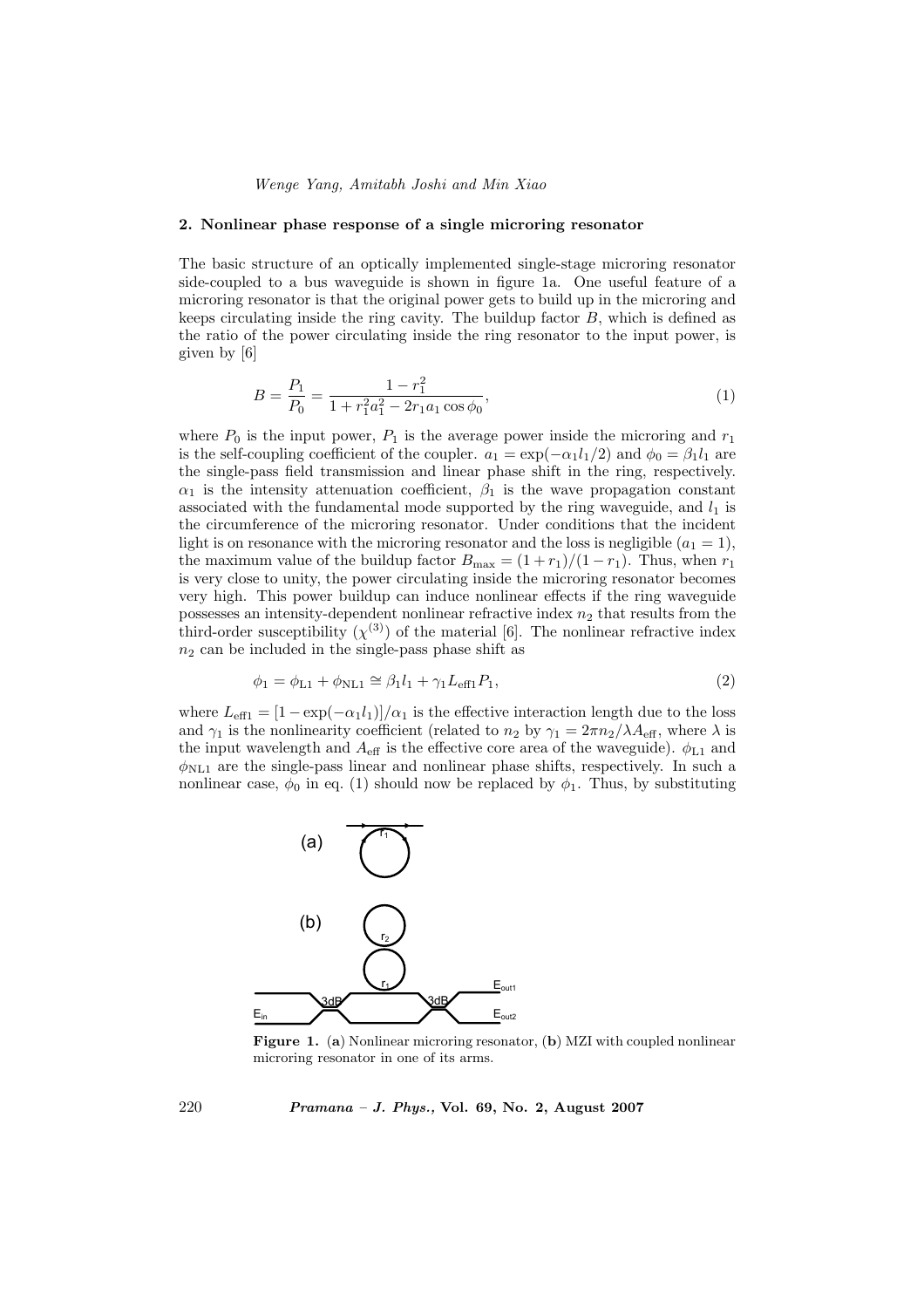## 2. Nonlinear phase response of a single microring resonator

The basic structure of an optically implemented single-stage microring resonator side-coupled to a bus waveguide is shown in figure 1a. One useful feature of a microring resonator is that the original power gets to build up in the microring and keeps circulating inside the ring cavity. The buildup factor $B$, which is defined as the ratio of the power circulating inside the ring resonator to the input power, is given by [6]

$$B = \frac{P_1}{P_0} = \frac{1 - r_1^2}{1 + r_1^2 a_1^2 - 2 r_1 a_1 \cos \phi_0}, \tag{1}$$

where $P_0$ is the input power, $P_1$ is the average power inside the microring and $r_1$ is the self-coupling coefficient of the coupler. $a_1 = \exp(-\alpha_1 l_1/2)$ and $\phi_0 = \beta_1 l_1$ are the single-pass field transmission and linear phase shift in the ring, respectively. $\alpha_1$ is the intensity attenuation coefficient, $\beta_1$ is the wave propagation constant associated with the fundamental mode supported by the ring waveguide, and $l_1$ is the circumference of the microring resonator. Under conditions that the incident light is on resonance with the microring resonator and the loss is negligible ($a_1 = 1$), the maximum value of the buildup factor $B_{\max} = (1 + r_1)/(1 - r_1)$. Thus, when $r_1$ is very close to unity, the power circulating inside the microring resonator becomes very high. This power buildup can induce nonlinear effects if the ring waveguide possesses an intensity-dependent nonlinear refractive index $n_2$ that results from the third-order susceptibility ($\chi^{(3)}$) of the material [6]. The nonlinear refractive index $n_2$ can be included in the single-pass phase shift as

$$\phi_1 = \phi_{\mathrm{L1}} + \phi_{\mathrm{NL1}} \cong \beta_1 l_1 + \gamma_1 L_{\mathrm{eff1}} P_1, \tag{2}$$

where $L_{\mathrm{eff1}} = [1 - \exp(-\alpha_1 l_1)]/\alpha_1$ is the effective interaction length due to the loss and $\gamma_1$ is the nonlinearity coefficient (related to $n_2$ by $\gamma_1 = 2\pi n_2/\lambda A_{\mathrm{eff}}$, where $\lambda$ is the input wavelength and $A_{\mathrm{eff}}$ is the effective core area of the waveguide). $\phi_{\mathrm{L1}}$ and $\phi_{\mathrm{NL1}}$ are the single-pass linear and nonlinear phase shifts, respectively. In such a nonlinear case, $\phi_0$ in eq. (1) should now be replaced by $\phi_1$. Thus, by substituting

**Figure 1.** (**a**) Nonlinear microring resonator, (**b**) MZI with coupled nonlinear microring resonator in one of its arms.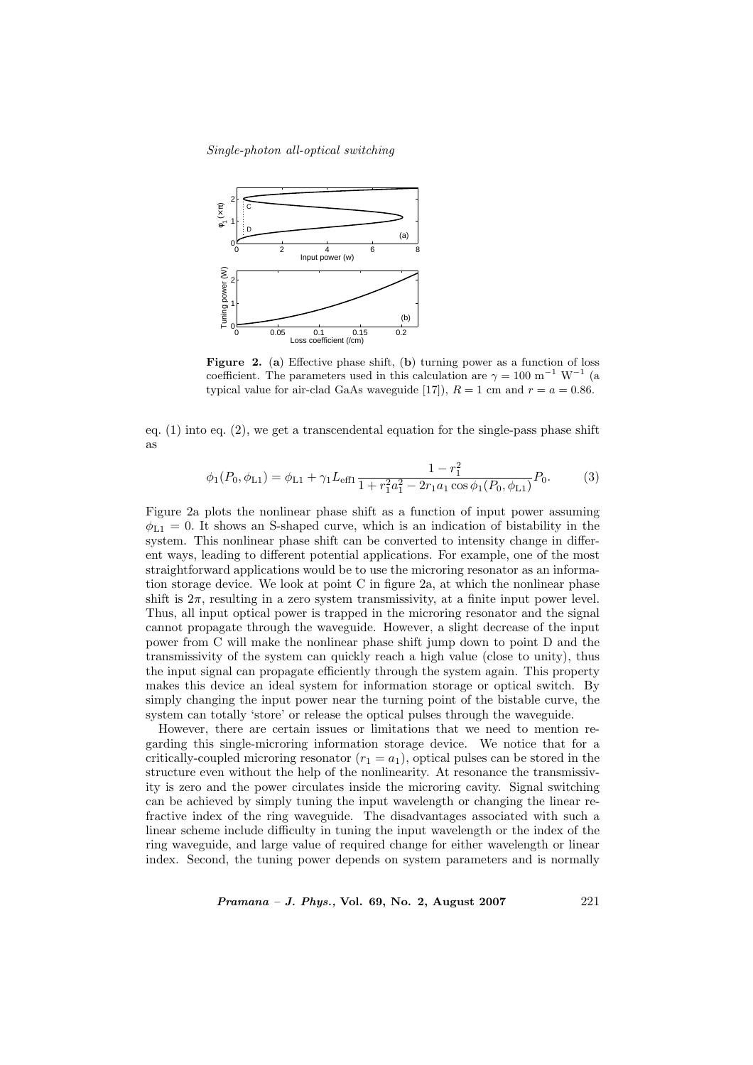**Figure 2.** (**a**) Effective phase shift, (**b**) turning power as a function of loss coefficient. The parameters used in this calculation are $\gamma = 100$ m$^{-1}$ W$^{-1}$ (a typical value for air-clad GaAs waveguide [17]), $R = 1$ cm and $r = a = 0.86$.

eq. (1) into eq. (2), we get a transcendental equation for the single-pass phase shift as

$$\phi_1(P_0, \phi_{\mathrm{L1}}) = \phi_{\mathrm{L1}} + \gamma_1 L_{\mathrm{eff1}} \frac{1 - r_1^2}{1 + r_1^2 a_1^2 - 2 r_1 a_1 \cos \phi_1(P_0, \phi_{\mathrm{L1}})} P_0. \tag{3}$$

Figure 2a plots the nonlinear phase shift as a function of input power assuming $\phi_{\mathrm{L1}} = 0$. It shows an S-shaped curve, which is an indication of bistability in the system. This nonlinear phase shift can be converted to intensity change in different ways, leading to different potential applications. For example, one of the most straightforward applications would be to use the microring resonator as an information storage device. We look at point C in figure 2a, at which the nonlinear phase shift is $2\pi$, resulting in a zero system transmissivity, at a finite input power level. Thus, all input optical power is trapped in the microring resonator and the signal cannot propagate through the waveguide. However, a slight decrease of the input power from C will make the nonlinear phase shift jump down to point D and the transmissivity of the system can quickly reach a high value (close to unity), thus the input signal can propagate efficiently through the system again. This property makes this device an ideal system for information storage or optical switch. By simply changing the input power near the turning point of the bistable curve, the system can totally 'store' or release the optical pulses through the waveguide.

However, there are certain issues or limitations that we need to mention regarding this single-microring information storage device. We notice that for a critically-coupled microring resonator ($r_1 = a_1$), optical pulses can be stored in the structure even without the help of the nonlinearity. At resonance the transmissivity is zero and the power circulates inside the microring cavity. Signal switching can be achieved by simply tuning the input wavelength or changing the linear refractive index of the ring waveguide. The disadvantages associated with such a linear scheme include difficulty in tuning the input wavelength or the index of the ring waveguide, and large value of required change for either wavelength or linear index. Second, the tuning power depends on system parameters and is normally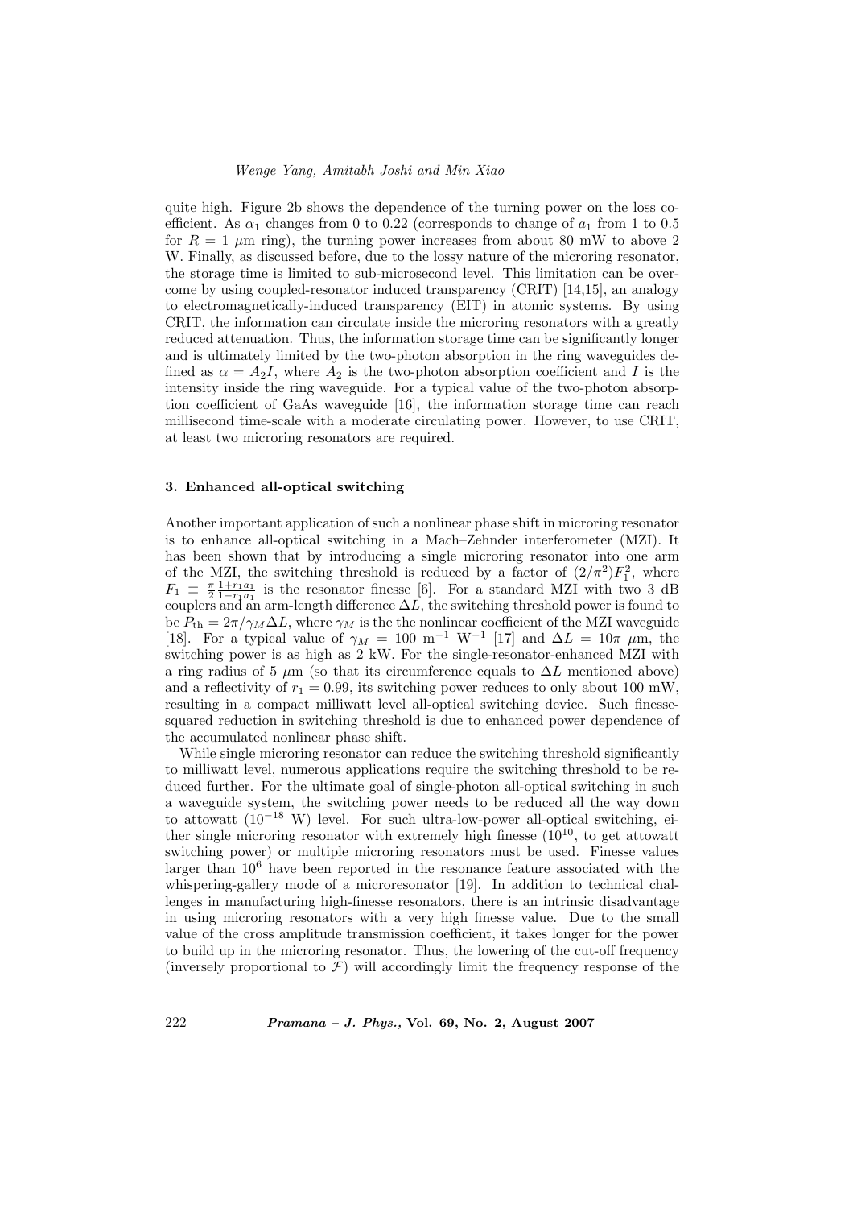quite high. Figure 2b shows the dependence of the turning power on the loss coefficient. As $\alpha_1$ changes from 0 to 0.22 (corresponds to change of $a_1$ from 1 to 0.5 for $R = 1$ $\mu$m ring), the turning power increases from about 80 mW to above 2 W. Finally, as discussed before, due to the lossy nature of the microring resonator, the storage time is limited to sub-microsecond level. This limitation can be overcome by using coupled-resonator induced transparency (CRIT) [14,15], an analogy to electromagnetically-induced transparency (EIT) in atomic systems. By using CRIT, the information can circulate inside the microring resonators with a greatly reduced attenuation. Thus, the information storage time can be significantly longer and is ultimately limited by the two-photon absorption in the ring waveguides defined as $\alpha = A_2 I$, where $A_2$ is the two-photon absorption coefficient and $I$ is the intensity inside the ring waveguide. For a typical value of the two-photon absorption coefficient of GaAs waveguide [16], the information storage time can reach millisecond time-scale with a moderate circulating power. However, to use CRIT, at least two microring resonators are required.

### 3. Enhanced all-optical switching

Another important application of such a nonlinear phase shift in microring resonator is to enhance all-optical switching in a Mach–Zehnder interferometer (MZI). It has been shown that by introducing a single microring resonator into one arm of the MZI, the switching threshold is reduced by a factor of $(2/\pi^2)F_1^2$, where $F_1 \equiv \frac{\pi}{2}\frac{1+r_1 a_1}{1-r_1 a_1}$ is the resonator finesse [6]. For a standard MZI with two 3 dB couplers and an arm-length difference $\Delta L$, the switching threshold power is found to be $P_{\mathrm{th}} = 2\pi/\gamma_M \Delta L$, where $\gamma_M$ is the the nonlinear coefficient of the MZI waveguide [18]. For a typical value of $\gamma_M = 100$ m$^{-1}$ W$^{-1}$ [17] and $\Delta L = 10\pi$ $\mu$m, the switching power is as high as 2 kW. For the single-resonator-enhanced MZI with a ring radius of 5 $\mu$m (so that its circumference equals to $\Delta L$ mentioned above) and a reflectivity of $r_1 = 0.99$, its switching power reduces to only about 100 mW, resulting in a compact milliwatt level all-optical switching device. Such finesse-squared reduction in switching threshold is due to enhanced power dependence of the accumulated nonlinear phase shift.

While single microring resonator can reduce the switching threshold significantly to milliwatt level, numerous applications require the switching threshold to be reduced further. For the ultimate goal of single-photon all-optical switching in such a waveguide system, the switching power needs to be reduced all the way down to attowatt ($10^{-18}$ W) level. For such ultra-low-power all-optical switching, either single microring resonator with extremely high finesse ($10^{10}$, to get attowatt switching power) or multiple microring resonators must be used. Finesse values larger than $10^6$ have been reported in the resonance feature associated with the whispering-gallery mode of a microresonator [19]. In addition to technical challenges in manufacturing high-finesse resonators, there is an intrinsic disadvantage in using microring resonators with a very high finesse value. Due to the small value of the cross amplitude transmission coefficient, it takes longer for the power to build up in the microring resonator. Thus, the lowering of the cut-off frequency (inversely proportional to $\mathcal{F}$) will accordingly limit the frequency response of the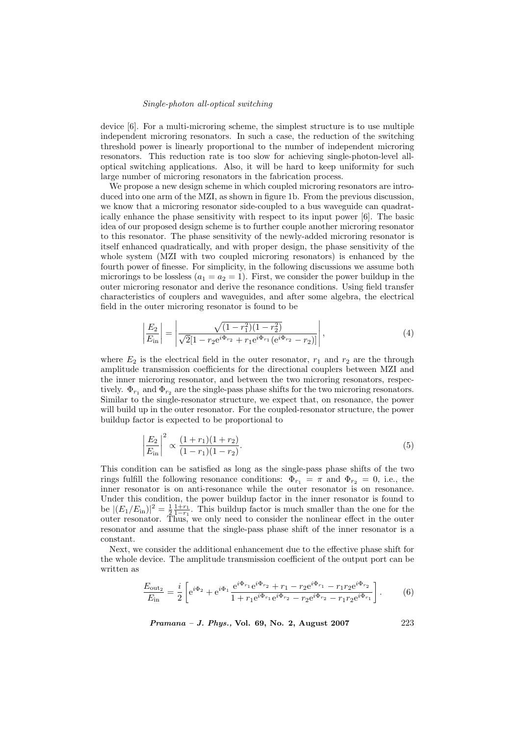device [6]. For a multi-microring scheme, the simplest structure is to use multiple independent microring resonators. In such a case, the reduction of the switching threshold power is linearly proportional to the number of independent microring resonators. This reduction rate is too slow for achieving single-photon-level all-optical switching applications. Also, it will be hard to keep uniformity for such large number of microring resonators in the fabrication process.

We propose a new design scheme in which coupled microring resonators are introduced into one arm of the MZI, as shown in figure 1b. From the previous discussion, we know that a microring resonator side-coupled to a bus waveguide can quadratically enhance the phase sensitivity with respect to its input power [6]. The basic idea of our proposed design scheme is to further couple another microring resonator to this resonator. The phase sensitivity of the newly-added microring resonator is itself enhanced quadratically, and with proper design, the phase sensitivity of the whole system (MZI with two coupled microring resonators) is enhanced by the fourth power of finesse. For simplicity, in the following discussions we assume both microrings to be lossless ($a_1 = a_2 = 1$). First, we consider the power buildup in the outer microring resonator and derive the resonance conditions. Using field transfer characteristics of couplers and waveguides, and after some algebra, the electrical field in the outer microring resonator is found to be

$$\left|\frac{E_2}{E_{\text{in}}}\right| = \left|\frac{\sqrt{(1-r_1^2)(1-r_2^2)}}{\sqrt{2}[1 - r_2 e^{i\Phi_{r_2}} + r_1 e^{i\Phi_{r_1}}(e^{i\Phi_{r_2}} - r_2)]}\right|, \tag{4}$$

where $E_2$ is the electrical field in the outer resonator, $r_1$ and $r_2$ are the through amplitude transmission coefficients for the directional couplers between MZI and the inner microring resonator, and between the two microring resonators, respectively. $\Phi_{r_1}$ and $\Phi_{r_2}$ are the single-pass phase shifts for the two microring resonators. Similar to the single-resonator structure, we expect that, on resonance, the power will build up in the outer resonator. For the coupled-resonator structure, the power buildup factor is expected to be proportional to

$$\left|\frac{E_2}{E_{\text{in}}}\right|^2 \propto \frac{(1+r_1)(1+r_2)}{(1-r_1)(1-r_2)}. \tag{5}$$

This condition can be satisfied as long as the single-pass phase shifts of the two rings fulfill the following resonance conditions: $\Phi_{r_1} = \pi$ and $\Phi_{r_2} = 0$, i.e., the inner resonator is on anti-resonance while the outer resonator is on resonance. Under this condition, the power buildup factor in the inner resonator is found to be $|(E_1/E_{\text{in}})|^2 = \frac{1}{2}\frac{1+r_1}{1-r_1}$. This buildup factor is much smaller than the one for the outer resonator. Thus, we only need to consider the nonlinear effect in the outer resonator and assume that the single-pass phase shift of the inner resonator is a constant.

Next, we consider the additional enhancement due to the effective phase shift for the whole device. The amplitude transmission coefficient of the output port can be written as

$$\frac{E_{\text{out}_2}}{E_{\text{in}}} = \frac{i}{2}\left[e^{i\Phi_2} + e^{i\Phi_1}\frac{e^{i\Phi_{r_1}}e^{i\Phi_{r_2}} + r_1 - r_2 e^{i\Phi_{r_1}} - r_1 r_2 e^{i\Phi_{r_2}}}{1 + r_1 e^{i\Phi_{r_1}}e^{i\Phi_{r_2}} - r_2 e^{i\Phi_{r_2}} - r_1 r_2 e^{i\Phi_{r_1}}}\right]. \tag{6}$$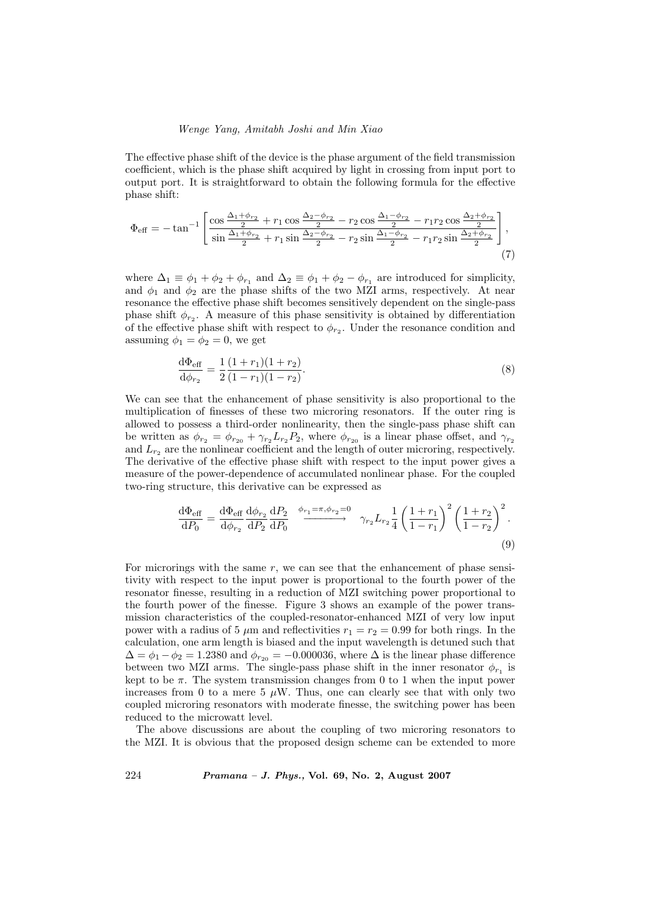The effective phase shift of the device is the phase argument of the field transmission coefficient, which is the phase shift acquired by light in crossing from input port to output port. It is straightforward to obtain the following formula for the effective phase shift:

$$\Phi_{\text{eff}} = -\tan^{-1}\left[\frac{\cos\frac{\Delta_1+\phi_{r_2}}{2} + r_1\cos\frac{\Delta_2-\phi_{r_2}}{2} - r_2\cos\frac{\Delta_1-\phi_{r_2}}{2} - r_1 r_2\cos\frac{\Delta_2+\phi_{r_2}}{2}}{\sin\frac{\Delta_1+\phi_{r_2}}{2} + r_1\sin\frac{\Delta_2-\phi_{r_2}}{2} - r_2\sin\frac{\Delta_1-\phi_{r_2}}{2} - r_1 r_2\sin\frac{\Delta_2+\phi_{r_2}}{2}}\right], \tag{7}$$

where $\Delta_1 \equiv \phi_1 + \phi_2 + \phi_{r_1}$ and $\Delta_2 \equiv \phi_1 + \phi_2 - \phi_{r_1}$ are introduced for simplicity, and $\phi_1$ and $\phi_2$ are the phase shifts of the two MZI arms, respectively. At near resonance the effective phase shift becomes sensitively dependent on the single-pass phase shift $\phi_{r_2}$. A measure of this phase sensitivity is obtained by differentiation of the effective phase shift with respect to $\phi_{r_2}$. Under the resonance condition and assuming $\phi_1 = \phi_2 = 0$, we get

$$\frac{\mathrm{d}\Phi_{\text{eff}}}{\mathrm{d}\phi_{r_2}} = \frac{1}{2}\frac{(1+r_1)(1+r_2)}{(1-r_1)(1-r_2)}. \tag{8}$$

We can see that the enhancement of phase sensitivity is also proportional to the multiplication of finesses of these two microring resonators. If the outer ring is allowed to possess a third-order nonlinearity, then the single-pass phase shift can be written as $\phi_{r_2} = \phi_{r_{20}} + \gamma_{r_2} L_{r_2} P_2$, where $\phi_{r_{20}}$ is a linear phase offset, and $\gamma_{r_2}$ and $L_{r_2}$ are the nonlinear coefficient and the length of outer microring, respectively. The derivative of the effective phase shift with respect to the input power gives a measure of the power-dependence of accumulated nonlinear phase. For the coupled two-ring structure, this derivative can be expressed as

$$\frac{\mathrm{d}\Phi_{\text{eff}}}{\mathrm{d}P_0} = \frac{\mathrm{d}\Phi_{\text{eff}}}{\mathrm{d}\phi_{r_2}}\frac{\mathrm{d}\phi_{r_2}}{\mathrm{d}P_2}\frac{\mathrm{d}P_2}{\mathrm{d}P_0} \xrightarrow{\phi_{r_1}=\pi,\phi_{r_2}=0} \gamma_{r_2} L_{r_2}\frac{1}{4}\left(\frac{1+r_1}{1-r_1}\right)^2\left(\frac{1+r_2}{1-r_2}\right)^2. \tag{9}$$

For microrings with the same $r$, we can see that the enhancement of phase sensitivity with respect to the input power is proportional to the fourth power of the resonator finesse, resulting in a reduction of MZI switching power proportional to the fourth power of the finesse. Figure 3 shows an example of the power transmission characteristics of the coupled-resonator-enhanced MZI of very low input power with a radius of 5 $\mu$m and reflectivities $r_1 = r_2 = 0.99$ for both rings. In the calculation, one arm length is biased and the input wavelength is detuned such that $\Delta = \phi_1 - \phi_2 = 1.2380$ and $\phi_{r_{20}} = -0.000036$, where $\Delta$ is the linear phase difference between two MZI arms. The single-pass phase shift in the inner resonator $\phi_{r_1}$ is kept to be $\pi$. The system transmission changes from 0 to 1 when the input power increases from 0 to a mere 5 $\mu$W. Thus, one can clearly see that with only two coupled microring resonators with moderate finesse, the switching power has been reduced to the microwatt level.

The above discussions are about the coupling of two microring resonators to the MZI. It is obvious that the proposed design scheme can be extended to more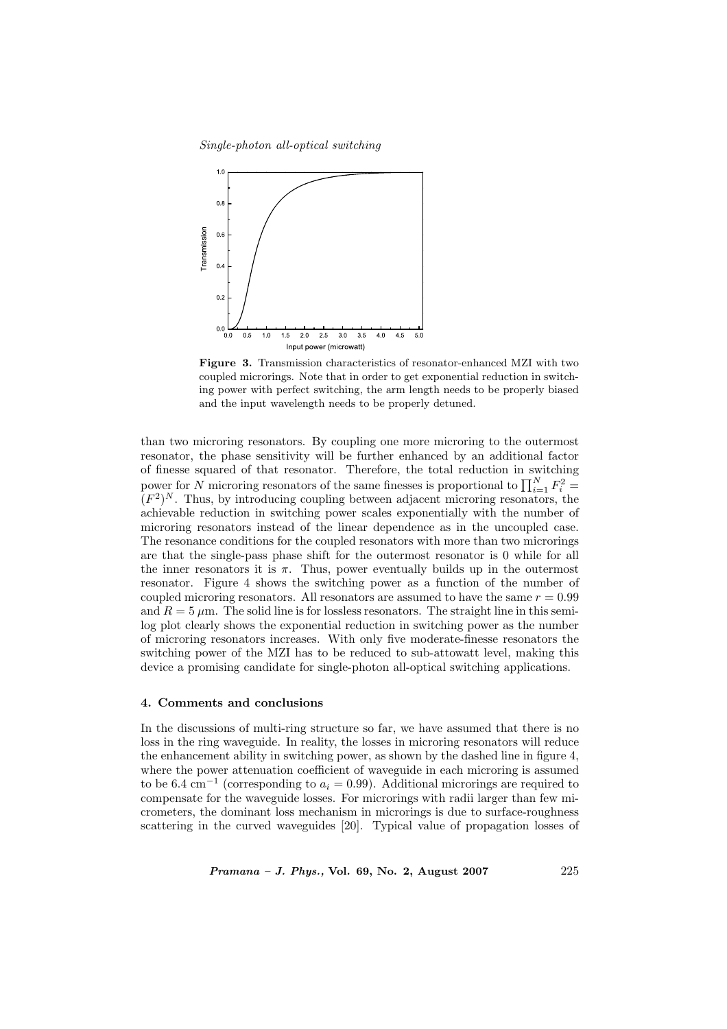**Figure 3.** Transmission characteristics of resonator-enhanced MZI with two coupled microrings. Note that in order to get exponential reduction in switching power with perfect switching, the arm length needs to be properly biased and the input wavelength needs to be properly detuned.

than two microring resonators. By coupling one more microring to the outermost resonator, the phase sensitivity will be further enhanced by an additional factor of finesse squared of that resonator. Therefore, the total reduction in switching power for $N$ microring resonators of the same finesses is proportional to $\prod_{i=1}^{N} F_i^2 = (F^2)^N$. Thus, by introducing coupling between adjacent microring resonators, the achievable reduction in switching power scales exponentially with the number of microring resonators instead of the linear dependence as in the uncoupled case. The resonance conditions for the coupled resonators with more than two microrings are that the single-pass phase shift for the outermost resonator is 0 while for all the inner resonators it is $\pi$. Thus, power eventually builds up in the outermost resonator. Figure 4 shows the switching power as a function of the number of coupled microring resonators. All resonators are assumed to have the same $r = 0.99$ and $R = 5\,\mu$m. The solid line is for lossless resonators. The straight line in this semi-log plot clearly shows the exponential reduction in switching power as the number of microring resonators increases. With only five moderate-finesse resonators the switching power of the MZI has to be reduced to sub-attowatt level, making this device a promising candidate for single-photon all-optical switching applications.

### 4. Comments and conclusions

In the discussions of multi-ring structure so far, we have assumed that there is no loss in the ring waveguide. In reality, the losses in microring resonators will reduce the enhancement ability in switching power, as shown by the dashed line in figure 4, where the power attenuation coefficient of waveguide in each microring is assumed to be 6.4 cm$^{-1}$ (corresponding to $a_i = 0.99$). Additional microrings are required to compensate for the waveguide losses. For microrings with radii larger than few micrometers, the dominant loss mechanism in microrings is due to surface-roughness scattering in the curved waveguides [20]. Typical value of propagation losses of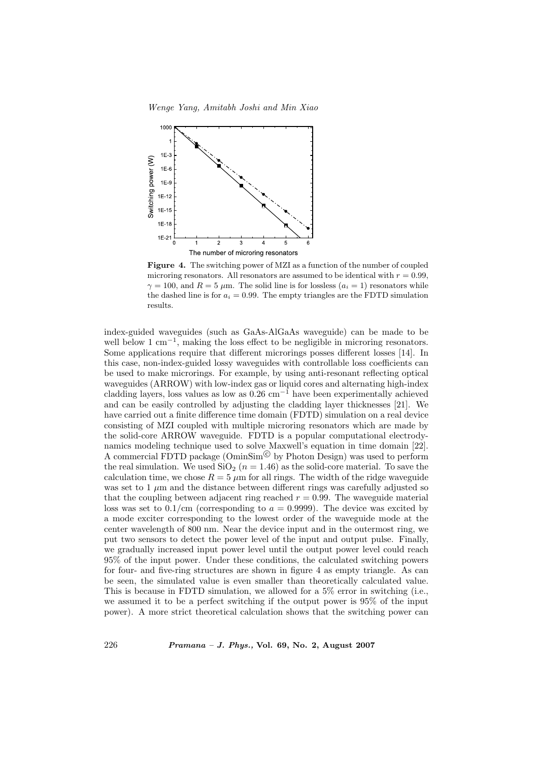**Figure 4.** The switching power of MZI as a function of the number of coupled microring resonators. All resonators are assumed to be identical with $r = 0.99$, $\gamma = 100$, and $R = 5$ $\mu$m. The solid line is for lossless ($a_i = 1$) resonators while the dashed line is for $a_i = 0.99$. The empty triangles are the FDTD simulation results.

index-guided waveguides (such as GaAs-AlGaAs waveguide) can be made to be well below 1 cm$^{-1}$, making the loss effect to be negligible in microring resonators. Some applications require that different microrings posses different losses [14]. In this case, non-index-guided lossy waveguides with controllable loss coefficients can be used to make microrings. For example, by using anti-resonant reflecting optical waveguides (ARROW) with low-index gas or liquid cores and alternating high-index cladding layers, loss values as low as 0.26 cm$^{-1}$ have been experimentally achieved and can be easily controlled by adjusting the cladding layer thicknesses [21]. We have carried out a finite difference time domain (FDTD) simulation on a real device consisting of MZI coupled with multiple microring resonators which are made by the solid-core ARROW waveguide. FDTD is a popular computational electrodynamics modeling technique used to solve Maxwell's equation in time domain [22]. A commercial FDTD package (OminSim© by Photon Design) was used to perform the real simulation. We used $SiO_2$ ($n = 1.46$) as the solid-core material. To save the calculation time, we chose $R = 5$ $\mu$m for all rings. The width of the ridge waveguide was set to 1 $\mu$m and the distance between different rings was carefully adjusted so that the coupling between adjacent ring reached $r = 0.99$. The waveguide material loss was set to 0.1/cm (corresponding to $a = 0.9999$). The device was excited by a mode exciter corresponding to the lowest order of the waveguide mode at the center wavelength of 800 nm. Near the device input and in the outermost ring, we put two sensors to detect the power level of the input and output pulse. Finally, we gradually increased input power level until the output power level could reach 95% of the input power. Under these conditions, the calculated switching powers for four- and five-ring structures are shown in figure 4 as empty triangle. As can be seen, the simulated value is even smaller than theoretically calculated value. This is because in FDTD simulation, we allowed for a 5% error in switching (i.e., we assumed it to be a perfect switching if the output power is 95% of the input power). A more strict theoretical calculation shows that the switching power can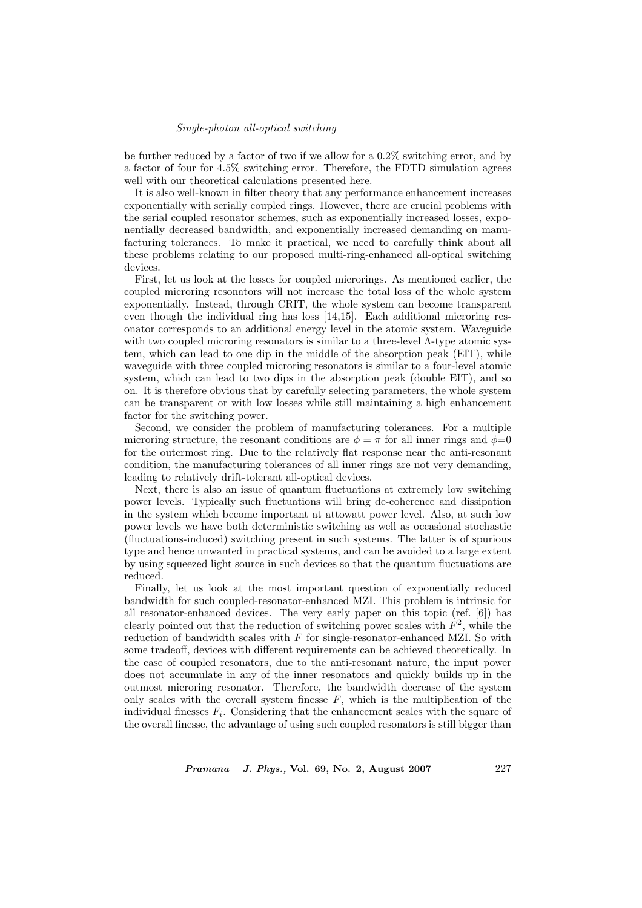be further reduced by a factor of two if we allow for a 0.2% switching error, and by a factor of four for 4.5% switching error. Therefore, the FDTD simulation agrees well with our theoretical calculations presented here.

It is also well-known in filter theory that any performance enhancement increases exponentially with serially coupled rings. However, there are crucial problems with the serial coupled resonator schemes, such as exponentially increased losses, exponentially decreased bandwidth, and exponentially increased demanding on manufacturing tolerances. To make it practical, we need to carefully think about all these problems relating to our proposed multi-ring-enhanced all-optical switching devices.

First, let us look at the losses for coupled microrings. As mentioned earlier, the coupled microring resonators will not increase the total loss of the whole system exponentially. Instead, through CRIT, the whole system can become transparent even though the individual ring has loss [14,15]. Each additional microring resonator corresponds to an additional energy level in the atomic system. Waveguide with two coupled microring resonators is similar to a three-level Λ-type atomic system, which can lead to one dip in the middle of the absorption peak (EIT), while waveguide with three coupled microring resonators is similar to a four-level atomic system, which can lead to two dips in the absorption peak (double EIT), and so on. It is therefore obvious that by carefully selecting parameters, the whole system can be transparent or with low losses while still maintaining a high enhancement factor for the switching power.

Second, we consider the problem of manufacturing tolerances. For a multiple microring structure, the resonant conditions are $\phi = \pi$ for all inner rings and $\phi$=0 for the outermost ring. Due to the relatively flat response near the anti-resonant condition, the manufacturing tolerances of all inner rings are not very demanding, leading to relatively drift-tolerant all-optical devices.

Next, there is also an issue of quantum fluctuations at extremely low switching power levels. Typically such fluctuations will bring de-coherence and dissipation in the system which become important at attowatt power level. Also, at such low power levels we have both deterministic switching as well as occasional stochastic (fluctuations-induced) switching present in such systems. The latter is of spurious type and hence unwanted in practical systems, and can be avoided to a large extent by using squeezed light source in such devices so that the quantum fluctuations are reduced.

Finally, let us look at the most important question of exponentially reduced bandwidth for such coupled-resonator-enhanced MZI. This problem is intrinsic for all resonator-enhanced devices. The very early paper on this topic (ref. [6]) has clearly pointed out that the reduction of switching power scales with $F^2$, while the reduction of bandwidth scales with $F$ for single-resonator-enhanced MZI. So with some tradeoff, devices with different requirements can be achieved theoretically. In the case of coupled resonators, due to the anti-resonant nature, the input power does not accumulate in any of the inner resonators and quickly builds up in the outmost microring resonator. Therefore, the bandwidth decrease of the system only scales with the overall system finesse $F$, which is the multiplication of the individual finesses $F_i$. Considering that the enhancement scales with the square of the overall finesse, the advantage of using such coupled resonators is still bigger than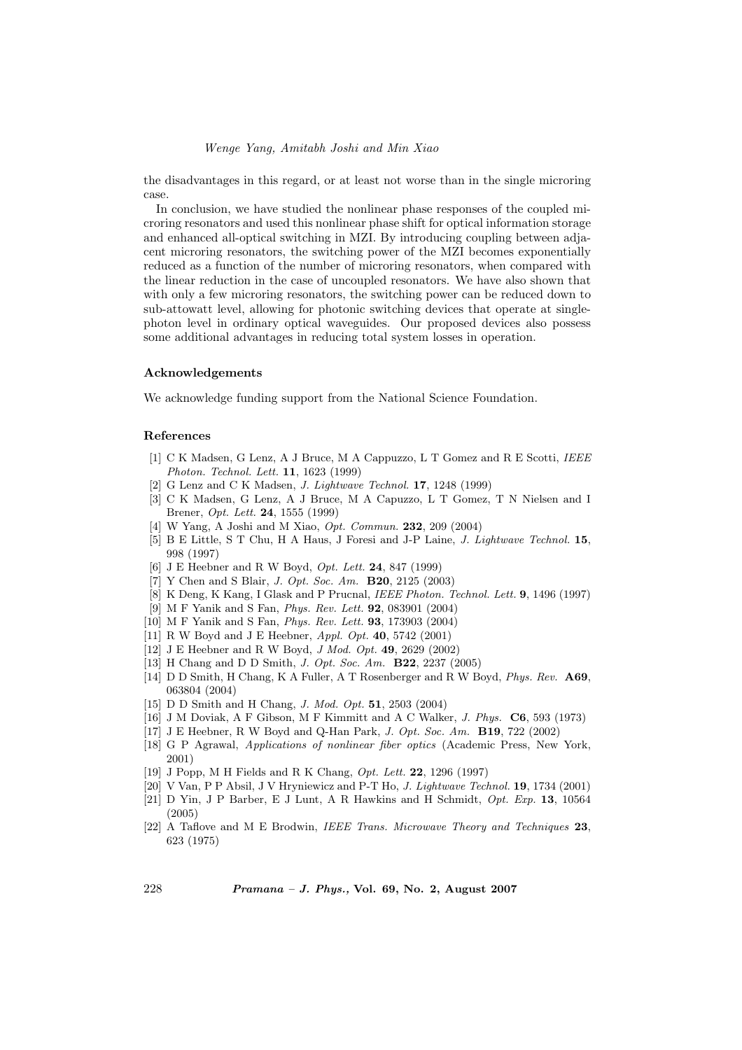the disadvantages in this regard, or at least not worse than in the single microring case.

In conclusion, we have studied the nonlinear phase responses of the coupled microring resonators and used this nonlinear phase shift for optical information storage and enhanced all-optical switching in MZI. By introducing coupling between adjacent microring resonators, the switching power of the MZI becomes exponentially reduced as a function of the number of microring resonators, when compared with the linear reduction in the case of uncoupled resonators. We have also shown that with only a few microring resonators, the switching power can be reduced down to sub-attowatt level, allowing for photonic switching devices that operate at single-photon level in ordinary optical waveguides. Our proposed devices also possess some additional advantages in reducing total system losses in operation.

### Acknowledgements

We acknowledge funding support from the National Science Foundation.

### References

[1] C K Madsen, G Lenz, A J Bruce, M A Cappuzzo, L T Gomez and R E Scotti, *IEEE Photon. Technol. Lett.* **11**, 1623 (1999)

[2] G Lenz and C K Madsen, *J. Lightwave Technol.* **17**, 1248 (1999)

[3] C K Madsen, G Lenz, A J Bruce, M A Capuzzo, L T Gomez, T N Nielsen and I Brener, *Opt. Lett.* **24**, 1555 (1999)

[4] W Yang, A Joshi and M Xiao, *Opt. Commun.* **232**, 209 (2004)

[5] B E Little, S T Chu, H A Haus, J Foresi and J-P Laine, *J. Lightwave Technol.* **15**, 998 (1997)

[6] J E Heebner and R W Boyd, *Opt. Lett.* **24**, 847 (1999)

[7] Y Chen and S Blair, *J. Opt. Soc. Am.* **B20**, 2125 (2003)

[8] K Deng, K Kang, I Glask and P Prucnal, *IEEE Photon. Technol. Lett.* **9**, 1496 (1997)

[9] M F Yanik and S Fan, *Phys. Rev. Lett.* **92**, 083901 (2004)

[10] M F Yanik and S Fan, *Phys. Rev. Lett.* **93**, 173903 (2004)

[11] R W Boyd and J E Heebner, *Appl. Opt.* **40**, 5742 (2001)

[12] J E Heebner and R W Boyd, *J Mod. Opt.* **49**, 2629 (2002)

[13] H Chang and D D Smith, *J. Opt. Soc. Am.* **B22**, 2237 (2005)

[14] D D Smith, H Chang, K A Fuller, A T Rosenberger and R W Boyd, *Phys. Rev.* **A69**, 063804 (2004)

[15] D D Smith and H Chang, *J. Mod. Opt.* **51**, 2503 (2004)

[16] J M Doviak, A F Gibson, M F Kimmitt and A C Walker, *J. Phys.* **C6**, 593 (1973)

[17] J E Heebner, R W Boyd and Q-Han Park, *J. Opt. Soc. Am.* **B19**, 722 (2002)

[18] G P Agrawal, *Applications of nonlinear fiber optics* (Academic Press, New York, 2001)

[19] J Popp, M H Fields and R K Chang, *Opt. Lett.* **22**, 1296 (1997)

[20] V Van, P P Absil, J V Hryniewicz and P-T Ho, *J. Lightwave Technol.* **19**, 1734 (2001)

[21] D Yin, J P Barber, E J Lunt, A R Hawkins and H Schmidt, *Opt. Exp.* **13**, 10564 (2005)

[22] A Taflove and M E Brodwin, *IEEE Trans. Microwave Theory and Techniques* **23**, 623 (1975)